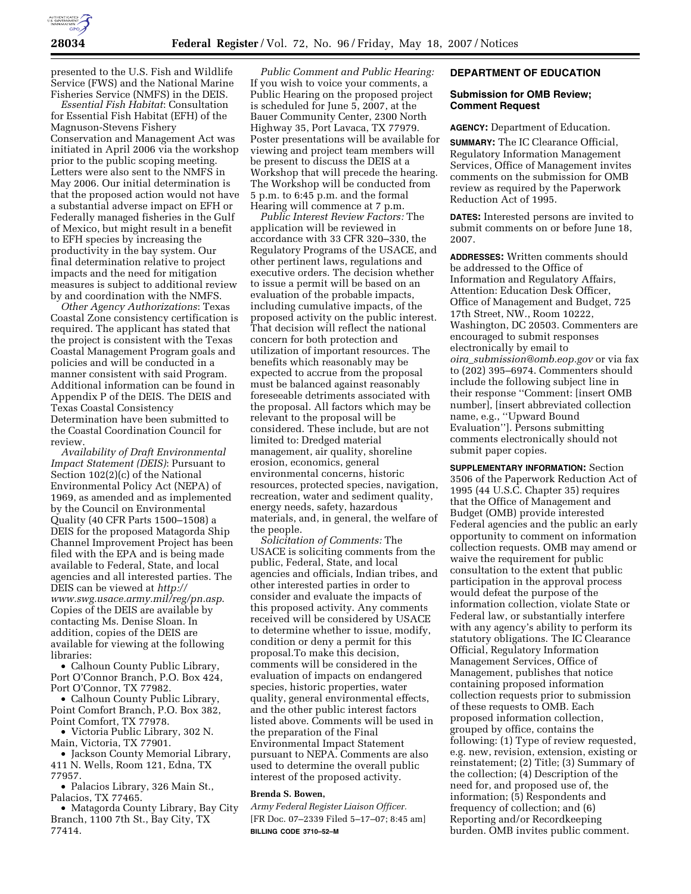presented to the U.S. Fish and Wildlife Service (FWS) and the National Marine Fisheries Service (NMFS) in the DEIS.

*Essential Fish Habitat*: Consultation for Essential Fish Habitat (EFH) of the Magnuson-Stevens Fishery Conservation and Management Act was initiated in April 2006 via the workshop prior to the public scoping meeting. Letters were also sent to the NMFS in May 2006. Our initial determination is that the proposed action would not have a substantial adverse impact on EFH or Federally managed fisheries in the Gulf of Mexico, but might result in a benefit to EFH species by increasing the productivity in the bay system. Our final determination relative to project impacts and the need for mitigation measures is subject to additional review by and coordination with the NMFS.

*Other Agency Authorizations*: Texas Coastal Zone consistency certification is required. The applicant has stated that the project is consistent with the Texas Coastal Management Program goals and policies and will be conducted in a manner consistent with said Program. Additional information can be found in Appendix P of the DEIS. The DEIS and Texas Coastal Consistency Determination have been submitted to the Coastal Coordination Council for review.

*Availability of Draft Environmental Impact Statement (DEIS)*: Pursuant to Section 102(2)(c) of the National Environmental Policy Act (NEPA) of 1969, as amended and as implemented by the Council on Environmental Quality (40 CFR Parts 1500–1508) a DEIS for the proposed Matagorda Ship Channel Improvement Project has been filed with the EPA and is being made available to Federal, State, and local agencies and all interested parties. The DEIS can be viewed at *http://www.swg.usace.army.mil/reg/pn.asp*. Copies of the DEIS are available by contacting Ms. Denise Sloan. In addition, copies of the DEIS are available for viewing at the following libraries:

- Calhoun County Public Library, Port O'Connor Branch, P.O. Box 424, Port O'Connor, TX 77982.
- Calhoun County Public Library, Point Comfort Branch, P.O. Box 382, Point Comfort, TX 77978.
- Victoria Public Library, 302 N. Main, Victoria, TX 77901.
- Jackson County Memorial Library, 411 N. Wells, Room 121, Edna, TX 77957.
- Palacios Library, 326 Main St., Palacios, TX 77465.
- Matagorda County Library, Bay City Branch, 1100 7th St., Bay City, TX 77414.

*Public Comment and Public Hearing:* If you wish to voice your comments, a Public Hearing on the proposed project is scheduled for June 5, 2007, at the Bauer Community Center, 2300 North Highway 35, Port Lavaca, TX 77979. Poster presentations will be available for viewing and project team members will be present to discuss the DEIS at a Workshop that will precede the hearing. The Workshop will be conducted from 5 p.m. to 6:45 p.m. and the formal Hearing will commence at 7 p.m.

*Public Interest Review Factors:* The application will be reviewed in accordance with 33 CFR 320–330, the Regulatory Programs of the USACE, and other pertinent laws, regulations and executive orders. The decision whether to issue a permit will be based on an evaluation of the probable impacts, including cumulative impacts, of the proposed activity on the public interest. That decision will reflect the national concern for both protection and utilization of important resources. The benefits which reasonably may be expected to accrue from the proposal must be balanced against reasonably foreseeable detriments associated with the proposal. All factors which may be relevant to the proposal will be considered. These include, but are not limited to: Dredged material management, air quality, shoreline erosion, economics, general environmental concerns, historic resources, protected species, navigation, recreation, water and sediment quality, energy needs, safety, hazardous materials, and, in general, the welfare of the people.

*Solicitation of Comments:* The USACE is soliciting comments from the public, Federal, State, and local agencies and officials, Indian tribes, and other interested parties in order to consider and evaluate the impacts of this proposed activity. Any comments received will be considered by USACE to determine whether to issue, modify, condition or deny a permit for this proposal.To make this decision, comments will be considered in the evaluation of impacts on endangered species, historic properties, water quality, general environmental effects, and the other public interest factors listed above. Comments will be used in the preparation of the Final Environmental Impact Statement pursuant to NEPA. Comments are also used to determine the overall public interest of the proposed activity.

**Brenda S. Bowen,**

*Army Federal Register Liaison Officer.*

[FR Doc. 07–2339 Filed 5–17–07; 8:45 am]

**BILLING CODE 3710–52–M**

## DEPARTMENT OF EDUCATION

### Submission for OMB Review; Comment Request

**AGENCY:** Department of Education.

**SUMMARY:** The IC Clearance Official, Regulatory Information Management Services, Office of Management invites comments on the submission for OMB review as required by the Paperwork Reduction Act of 1995.

**DATES:** Interested persons are invited to submit comments on or before June 18, 2007.

**ADDRESSES:** Written comments should be addressed to the Office of Information and Regulatory Affairs, Attention: Education Desk Officer, Office of Management and Budget, 725 17th Street, NW., Room 10222, Washington, DC 20503. Commenters are encouraged to submit responses electronically by email to *oira_submission@omb.eop.gov* or via fax to (202) 395–6974. Commenters should include the following subject line in their response ''Comment: [insert OMB number], [insert abbreviated collection name, e.g., ''Upward Bound Evaluation'']. Persons submitting comments electronically should not submit paper copies.

**SUPPLEMENTARY INFORMATION:** Section 3506 of the Paperwork Reduction Act of 1995 (44 U.S.C. Chapter 35) requires that the Office of Management and Budget (OMB) provide interested Federal agencies and the public an early opportunity to comment on information collection requests. OMB may amend or waive the requirement for public consultation to the extent that public participation in the approval process would defeat the purpose of the information collection, violate State or Federal law, or substantially interfere with any agency's ability to perform its statutory obligations. The IC Clearance Official, Regulatory Information Management Services, Office of Management, publishes that notice containing proposed information collection requests prior to submission of these requests to OMB. Each proposed information collection, grouped by office, contains the following: (1) Type of review requested, e.g. new, revision, extension, existing or reinstatement; (2) Title; (3) Summary of the collection; (4) Description of the need for, and proposed use of, the information; (5) Respondents and frequency of collection; and (6) Reporting and/or Recordkeeping burden. OMB invites public comment.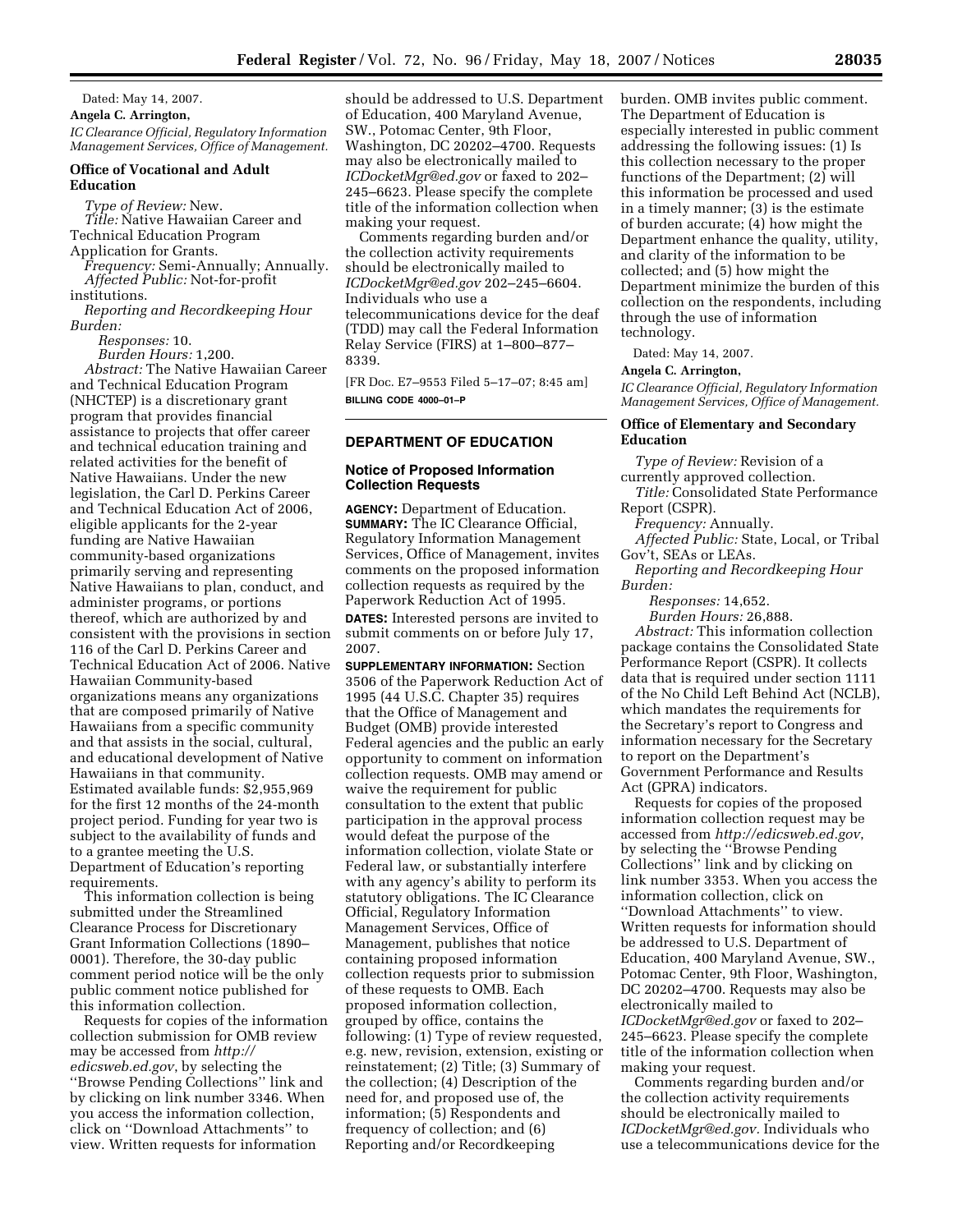Dated: May 14, 2007.

**Angela C. Arrington,**

*IC Clearance Official, Regulatory Information Management Services, Office of Management.*

**Office of Vocational and Adult Education**

*Type of Review:* New.

*Title:* Native Hawaiian Career and Technical Education Program Application for Grants.

*Frequency:* Semi-Annually; Annually.

*Affected Public:* Not-for-profit institutions.

*Reporting and Recordkeeping Hour Burden:*

*Responses:* 10.

*Burden Hours:* 1,200.

*Abstract:* The Native Hawaiian Career and Technical Education Program (NHCTEP) is a discretionary grant program that provides financial assistance to projects that offer career and technical education training and related activities for the benefit of Native Hawaiians. Under the new legislation, the Carl D. Perkins Career and Technical Education Act of 2006, eligible applicants for the 2-year funding are Native Hawaiian community-based organizations primarily serving and representing Native Hawaiians to plan, conduct, and administer programs, or portions thereof, which are authorized by and consistent with the provisions in section 116 of the Carl D. Perkins Career and Technical Education Act of 2006. Native Hawaiian Community-based organizations means any organizations that are composed primarily of Native Hawaiians from a specific community and that assists in the social, cultural, and educational development of Native Hawaiians in that community. Estimated available funds: $2,955,969 for the first 12 months of the 24-month project period. Funding for year two is subject to the availability of funds and to a grantee meeting the U.S. Department of Education's reporting requirements.

This information collection is being submitted under the Streamlined Clearance Process for Discretionary Grant Information Collections (1890–0001). Therefore, the 30-day public comment period notice will be the only public comment notice published for this information collection.

Requests for copies of the information collection submission for OMB review may be accessed from *http://edicsweb.ed.gov*, by selecting the "Browse Pending Collections" link and by clicking on link number 3346. When you access the information collection, click on "Download Attachments" to view. Written requests for information should be addressed to U.S. Department of Education, 400 Maryland Avenue, SW., Potomac Center, 9th Floor, Washington, DC 20202–4700. Requests may also be electronically mailed to *ICDocketMgr@ed.gov* or faxed to 202–245–6623. Please specify the complete title of the information collection when making your request.

Comments regarding burden and/or the collection activity requirements should be electronically mailed to *ICDocketMgr@ed.gov* 202–245–6604. Individuals who use a telecommunications device for the deaf (TDD) may call the Federal Information Relay Service (FIRS) at 1–800–877–8339.

[FR Doc. E7–9553 Filed 5–17–07; 8:45 am]

**BILLING CODE 4000–01–P**

## DEPARTMENT OF EDUCATION

### Notice of Proposed Information Collection Requests

**AGENCY:** Department of Education.

**SUMMARY:** The IC Clearance Official, Regulatory Information Management Services, Office of Management, invites comments on the proposed information collection requests as required by the Paperwork Reduction Act of 1995.

**DATES:** Interested persons are invited to submit comments on or before July 17, 2007.

**SUPPLEMENTARY INFORMATION:** Section 3506 of the Paperwork Reduction Act of 1995 (44 U.S.C. Chapter 35) requires that the Office of Management and Budget (OMB) provide interested Federal agencies and the public an early opportunity to comment on information collection requests. OMB may amend or waive the requirement for public consultation to the extent that public participation in the approval process would defeat the purpose of the information collection, violate State or Federal law, or substantially interfere with any agency's ability to perform its statutory obligations. The IC Clearance Official, Regulatory Information Management Services, Office of Management, publishes that notice containing proposed information collection requests prior to submission of these requests to OMB. Each proposed information collection, grouped by office, contains the following: (1) Type of review requested, e.g. new, revision, extension, existing or reinstatement; (2) Title; (3) Summary of the collection; (4) Description of the need for, and proposed use of, the information; (5) Respondents and frequency of collection; and (6) Reporting and/or Recordkeeping burden. OMB invites public comment. The Department of Education is especially interested in public comment addressing the following issues: (1) Is this collection necessary to the proper functions of the Department; (2) will this information be processed and used in a timely manner; (3) is the estimate of burden accurate; (4) how might the Department enhance the quality, utility, and clarity of the information to be collected; and (5) how might the Department minimize the burden of this collection on the respondents, including through the use of information technology.

Dated: May 14, 2007.

**Angela C. Arrington,**

*IC Clearance Official, Regulatory Information Management Services, Office of Management.*

**Office of Elementary and Secondary Education**

*Type of Review:* Revision of a currently approved collection.

*Title:* Consolidated State Performance Report (CSPR).

*Frequency:* Annually.

*Affected Public:* State, Local, or Tribal Gov't, SEAs or LEAs.

*Reporting and Recordkeeping Hour Burden:*

*Responses:* 14,652.

*Burden Hours:* 26,888.

*Abstract:* This information collection package contains the Consolidated State Performance Report (CSPR). It collects data that is required under section 1111 of the No Child Left Behind Act (NCLB), which mandates the requirements for the Secretary's report to Congress and information necessary for the Secretary to report on the Department's Government Performance and Results Act (GPRA) indicators.

Requests for copies of the proposed information collection request may be accessed from *http://edicsweb.ed.gov*, by selecting the "Browse Pending Collections" link and by clicking on link number 3353. When you access the information collection, click on "Download Attachments" to view. Written requests for information should be addressed to U.S. Department of Education, 400 Maryland Avenue, SW., Potomac Center, 9th Floor, Washington, DC 20202–4700. Requests may also be electronically mailed to *ICDocketMgr@ed.gov* or faxed to 202–245–6623. Please specify the complete title of the information collection when making your request.

Comments regarding burden and/or the collection activity requirements should be electronically mailed to *ICDocketMgr@ed.gov*. Individuals who use a telecommunications device for the